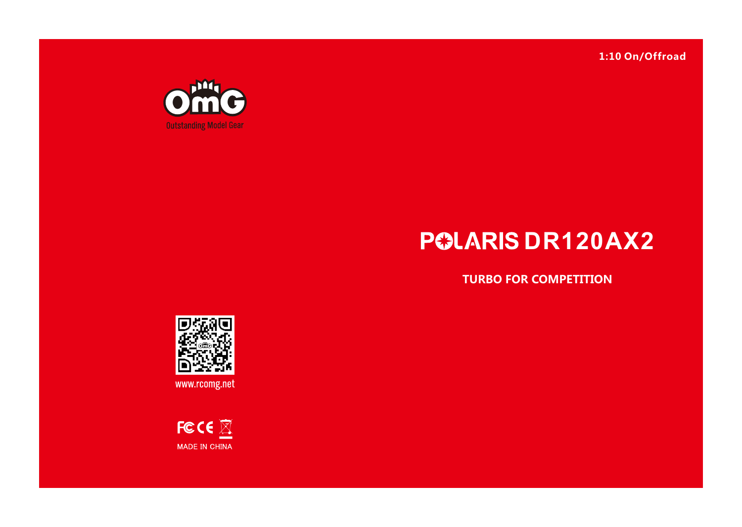1:10 On/Offroad

OMG

Outstanding Model Gear

# POLARIS DR120AX2

**TURBO FOR COMPETITION**

www.rcomg.net

MADE IN CHINA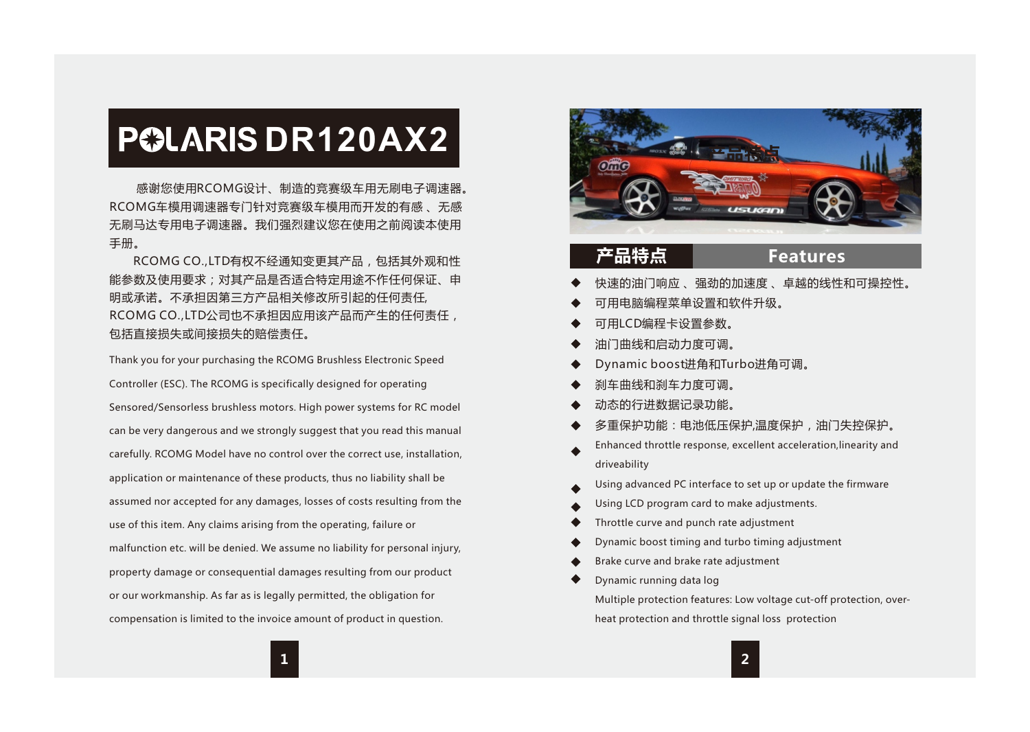# POLARIS DR120AX2

感谢您使用RCOMG设计、制造的竞赛级车用无刷电子调速器。RCOMG车模用调速器专门针对竞赛级车模用而开发的有感 、无感无刷马达专用电子调速器。我们强烈建议您在使用之前阅读本使用手册。

RCOMG CO.,LTD有权不经通知变更其产品，包括其外观和性能参数及使用要求；对其产品是否适合特定用途不作任何保证、申明或承诺。不承担因第三方产品相关修改所引起的任何责任,RCOMG CO.,LTD公司也不承担因应用该产品而产生的任何责任，包括直接损失或间接损失的赔偿责任。

Thank you for your purchasing the RCOMG Brushless Electronic Speed Controller (ESC). The RCOMG is specifically designed for operating Sensored/Sensorless brushless motors. High power systems for RC model can be very dangerous and we strongly suggest that you read this manual carefully. RCOMG Model have no control over the correct use, installation, application or maintenance of these products, thus no liability shall be assumed nor accepted for any damages, losses of costs resulting from the use of this item. Any claims arising from the operating, failure or malfunction etc. will be denied. We assume no liability for personal injury, property damage or consequential damages resulting from our product or our workmanship. As far as is legally permitted, the obligation for compensation is limited to the invoice amount of product in question.

## 产品特点 Features

- 快速的油门响应 、强劲的加速度 、卓越的线性和可操控性。
- 可用电脑编程菜单设置和软件升级。
- 可用LCD编程卡设置参数。
- 油门曲线和启动力度可调。
- Dynamic boost进角和Turbo进角可调。
- 刹车曲线和刹车力度可调。
- 动态的行进数据记录功能。
- 多重保护功能：电池低压保护,温度保护，油门失控保护。
- Enhanced throttle response, excellent acceleration,linearity and driveability
- Using advanced PC interface to set up or update the firmware
- Using LCD program card to make adjustments.
- Throttle curve and punch rate adjustment
- Dynamic boost timing and turbo timing adjustment
- Brake curve and brake rate adjustment
- Dynamic running data log
- Multiple protection features: Low voltage cut-off protection, over-heat protection and throttle signal loss protection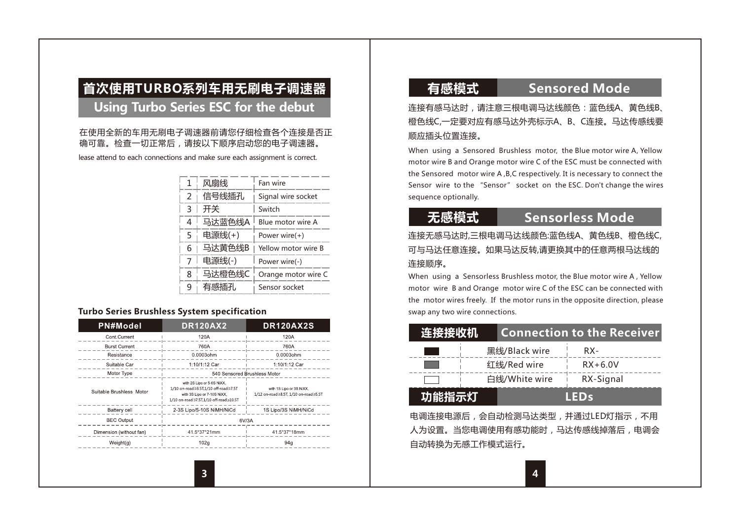# 首次使用TURBO系列车用无刷电子调速器

## Using Turbo Series ESC for the debut

在使用全新的车用无刷电子调速器前请您仔细检查各个连接是否正确可靠。检查一切正常后，请按以下顺序启动您的电子调速器。

lease attend to each connections and make sure each assignment is correct.

| | | |
|---|---|---|
| 1 | 风扇线 | Fan wire |
| 2 | 信号线插孔 | Signal wire socket |
| 3 | 开关 | Switch |
| 4 | 马达蓝色线A | Blue motor wire A |
| 5 | 电源线(+) | Power wire(+) |
| 6 | 马达黄色线B | Yellow motor wire B |
| 7 | 电源线(-) | Power wire(-) |
| 8 | 马达橙色线C | Orange motor wire C |
| 9 | 有感插孔 | Sensor socket |

**Turbo Series Brushless System specification**

| PN#Model | DR120AX2 | DR120AX2S |
|---|---|---|
| Cont.Current | 120A | 120A |
| Burst Current | 760A | 760A |
| Resistance | 0.0003ohm | 0.0003ohm |
| Suitable Car | 1:10/1:12 Car | 1:10/1:12 Car |
| Motor Type | 540 Sensored Brushless Motor | |
| Suitable Brushless Motor | with 2S Lipo or 5-6S NiXX, 1/10 on-road≥3.5T,1/10 off-road≥7.5T with 3S Lipo or 7-10S NiXX, 1/10 on-road≥7.5T,1/10 off-road≥10.5T | with 1S Lipo or 3S NiXX, 1/12 on-road≥3.5T, 1/10 on-road≥5.5T |
| Battery cell | 2-3S Lipo/5-10S NiMH/NiCd | 1S Lipo/3S NiMH/NiCd |
| BEC Output | 6V/3A | |
| Dimension (without fan) | 41.5*37*21mm | 41.5*37*18mm |
| Weight(g) | 102g | 94g |

## 有感模式 Sensored Mode

连接有感马达时，请注意三根电调马达线颜色：蓝色线A、黄色线B、橙色线C,一定要对应有感马达外壳标示A、B、C连接。马达传感线要顺应插头位置连接。

When using a Sensored Brushless motor, the Blue motor wire A, Yellow motor wire B and Orange motor wire C of the ESC must be connected with the Sensored motor wire A ,B,C respectively. It is necessary to connect the Sensor wire to the "Sensor" socket on the ESC. Don't change the wires sequence optionally.

## 无感模式 Sensorless Mode

连接无感马达时,三根电调马达线颜色:蓝色线A、黄色线B、橙色线C,可与马达任意连接。如果马达反转,请更换其中的任意两根马达线的连接顺序。

When using a Sensorless Brushless motor, the Blue motor wire A , Yellow motor wire B and Orange motor wire C of the ESC can be connected with the motor wires freely. If the motor runs in the opposite direction, please swap any two wire connections.

## 连接接收机 Connection to the Receiver

| Color | Wire | Function |
|---|---|---|
| ■ | 黑线/Black wire | RX- |
| ■ | 红线/Red wire | RX+6.0V |
| □ | 白线/White wire | RX-Signal |

## 功能指示灯 LEDs

电调连接电源后，会自动检测马达类型，并通过LED灯指示，不用人为设置。当您电调使用有感功能时，马达传感线掉落后，电调会自动转换为无感工作模式运行。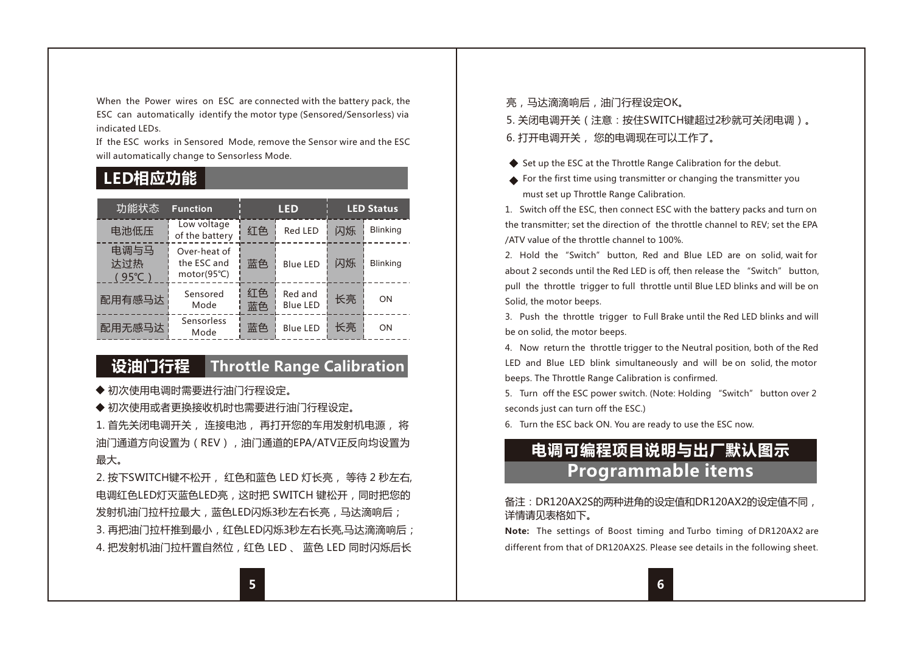When the Power wires on ESC are connected with the battery pack, the ESC can automatically identify the motor type (Sensored/Sensorless) via indicated LEDs.

If the ESC works in Sensored Mode, remove the Sensor wire and the ESC will automatically change to Sensorless Mode.

## LED相应功能

| 功能状态 | Function | LED | | LED Status | |
|---|---|---|---|---|---|
| 电池低压 | Low voltage of the battery | 红色 | Red LED | 闪烁 | Blinking |
| 电调与马达过热（95℃） | Over-heat of the ESC and motor(95℃) | 蓝色 | Blue LED | 闪烁 | Blinking |
| 配用有感马达 | Sensored Mode | 红色 蓝色 | Red and Blue LED | 长亮 | ON |
| 配用无感马达 | Sensorless Mode | 蓝色 | Blue LED | 长亮 | ON |

## 设油门行程 Throttle Range Calibration

◆ 初次使用电调时需要进行油门行程设定。

◆ 初次使用或者更换接收机时也需要进行油门行程设定。

1. 首先关闭电调开关， 连接电池， 再打开您的车用发射机电源， 将油门通道方向设置为（REV），油门通道的EPA/ATV正反向均设置为最大。

2. 按下SWITCH键不松开， 红色和蓝色 LED 灯长亮， 等待 2 秒左右，电调红色LED灯灭蓝色LED亮，这时把 SWITCH 键松开，同时把您的发射机油门拉杆拉最大，蓝色LED闪烁3秒左右长亮，马达滴响后；

3. 再把油门拉杆推到最小，红色LED闪烁3秒左右长亮,马达滴滴响后；

4. 把发射机油门拉杆置自然位，红色 LED 、 蓝色 LED 同时闪烁后长亮，马达滴滴响后，油门行程设定OK。

5. 关闭电调开关（注意：按住SWITCH键超过2秒就可关闭电调）。

6. 打开电调开关， 您的电调现在可以工作了。

◆ Set up the ESC at the Throttle Range Calibration for the debut.

◆ For the first time using transmitter or changing the transmitter you must set up Throttle Range Calibration.

1. Switch off the ESC, then connect ESC with the battery packs and turn on the transmitter; set the direction of the throttle channel to REV; set the EPA /ATV value of the throttle channel to 100%.

2. Hold the "Switch" button, Red and Blue LED are on solid, wait for about 2 seconds until the Red LED is off, then release the "Switch" button, pull the throttle trigger to full throttle until Blue LED blinks and will be on Solid, the motor beeps.

3. Push the throttle trigger to Full Brake until the Red LED blinks and will be on solid, the motor beeps.

4. Now return the throttle trigger to the Neutral position, both of the Red LED and Blue LED blink simultaneously and will be on solid, the motor beeps. The Throttle Range Calibration is confirmed.

5. Turn off the ESC power switch. (Note: Holding "Switch" button over 2 seconds just can turn off the ESC.)

6. Turn the ESC back ON. You are ready to use the ESC now.

## 电调可编程项目说明与出厂默认图示 Programmable items

备注：DR120AX2S的两种进角的设定值和DR120AX2的设定值不同，详情请见表格如下。

**Note:** The settings of Boost timing and Turbo timing of DR120AX2 are different from that of DR120AX2S. Please see details in the following sheet.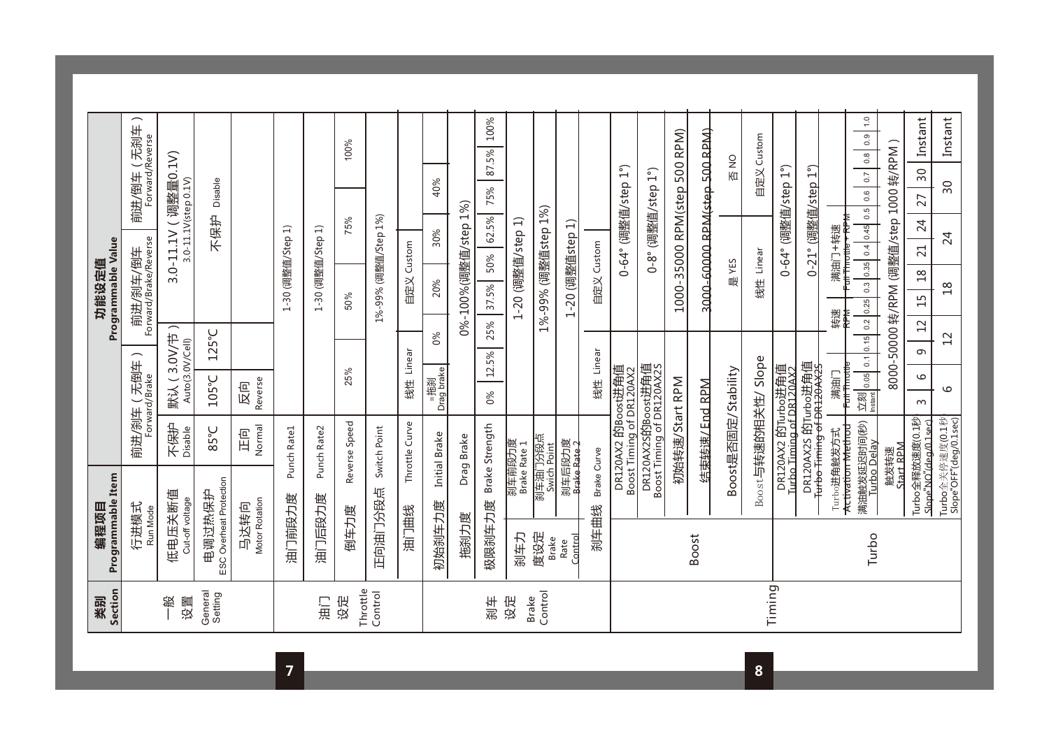| 类别 Section | 编程项目 Programmable Item | | 功能设定值 Programmable Value | | | | | | | | | | | |
|---|---|---|---|---|---|---|---|---|---|---|---|---|---|---|
| 一般设置 General Setting | 行进模式 Run Mode | | 前进/刹车（无倒车）Forward/Brake | | 前进/刹车/倒车 Forward/Brake/Reverse | | | | | | 前进/倒车（无刹车）Forward/Reverse | | | |
| | 低电压关断值 Cut-off voltage | | 不保护 Disable | 默认（3.0V/节）Auto(3.0V/Cell) | 3.0-11.1V (调整量0.1V) 3.0-11.1V(step 0.1V) | | | | | | | | | |
| | 电调过热保护 ESC Overheat Protection | | 85°C | 105°C | 125°C | 不保护 Disable | | | | | | | | |
| | 马达转向 Motor Rotation | | 正向 Normal | 反向 Reverse | | | | | | | | | | |
| 油门设定 Throttle Control | 油门前段力度 Punch Rate1 | | 1-30 (调整值/Step 1) | | | | | | | | | | | |
| | 油门后段力度 Punch Rate2 | | 1-30 (调整值/Step 1) | | | | | | | | | | | |
| | 倒车力度 Reverse Speed | | 25% | | 50% | | 75% | | | | 100% | | | |
| | 正向油门分段点 Switch Point | | 1%-99% (调整值/Step 1%) | | | | | | | | | | | |
| | 油门曲线 Throttle Curve | | 线性 Linear | | 自定义 Custom | | | | | | | | | |
| 刹车设定 Brake Control | 初始刹车力度 Initial Brake | | =拖刹 Drag brake | 0% | 20% | 30% | 40% | | | | | | | |
| | 拖刹力度 Drag Brake | | 0%-100%(调整值/step 1%) | | | | | | | | | | | |
| | 极限刹车力度 Brake Strength | | 0% | 12.5% | 25% | 37.5% | 50% | 62.5% | 75% | 87.5% | 100% | | | |
| | 刹车力度设定 Brake Rate Control | 刹车前段力度 Brake Rate 1 | 1-20 (调整值/step 1) | | | | | | | | | | | |
| | | 刹车油门分段点 Swich Point | 1%-99% (调整值step 1%) | | | | | | | | | | | |
| | | 刹车后段力度 Brake Rate 2 | 1-20 (调整值step 1) | | | | | | | | | | | |
| | 刹车曲线 Brake Curve | | 线性 Linear | | 自定义 Custom | | | | | | | | | |
| Timing | Boost | DR120AX2 的Boost进角值 Boost Timing of DR120AX2 | 0-64° (调整值/step 1°) | | | | | | | | | | | |
| | | DR120AX2S的Boost进角值 Boost Timing of DR120AX2S | 0-8° (调整值/step 1°) | | | | | | | | | | | |
| | | 初始转速/Start RPM | 1000-35000 RPM(step 500 RPM) | | | | | | | | | | | |
| | | 结束转速/End RPM | 3000-60000 RPM(step 500 RPM) | | | | | | | | | | | |
| | | Boost是否固定/Stability | 是 YES | | 否 NO | | | | | | | | | |
| | | Boost与转速的相关性/ Slope | 线性 Linear | | 自定义 Custom | | | | | | | | | |
| | Turbo | DR120AX2 的Turbo进角值 Turbo Timing of DR120AX2 | 0-64° (调整值/step 1°) | | | | | | | | | | | |
| | | DR120AX2S 的Turbo进角值 Turbo Timing of DR120AX2S | 0-21° (调整值/step 1°) | | | | | | | | | | | |
| | | Turbo进角触发方式 Activation Method | 满油门 Full Throttle | 转速 RPM | 满油门+转速 Full Throttle + RPM | | | | | | | | | |
| | | 满油触发延迟时间(秒) Turbo Delay | 立刻 Instant | 0.05 | 0.1 | 0.15 | 0.2 | 0.25 | 0.3 | 0.35 | 0.4 | 0.45 | 0.5 | 0.6 | 0.7 | 0.8 | 0.9 | 1.0 |
| | | 触发转速 Start RPM | 8000-50000 转/RPM (调整值/step 1000 转/RPM) | | | | | | | | | | | |
| | | Turbo全释放速度(0.1秒) Slope"NO"(deg/0.1sec) | 3 | 6 | 9 | 12 | 15 | 18 | 21 | 24 | 27 | 30 | Instant | | | |
| | | Turbo全关停速度(0.1秒) Slope"OFF"(deg/0.1sec) | 6 | 12 | 18 | 24 | 30 | Instant | | | | | | | | |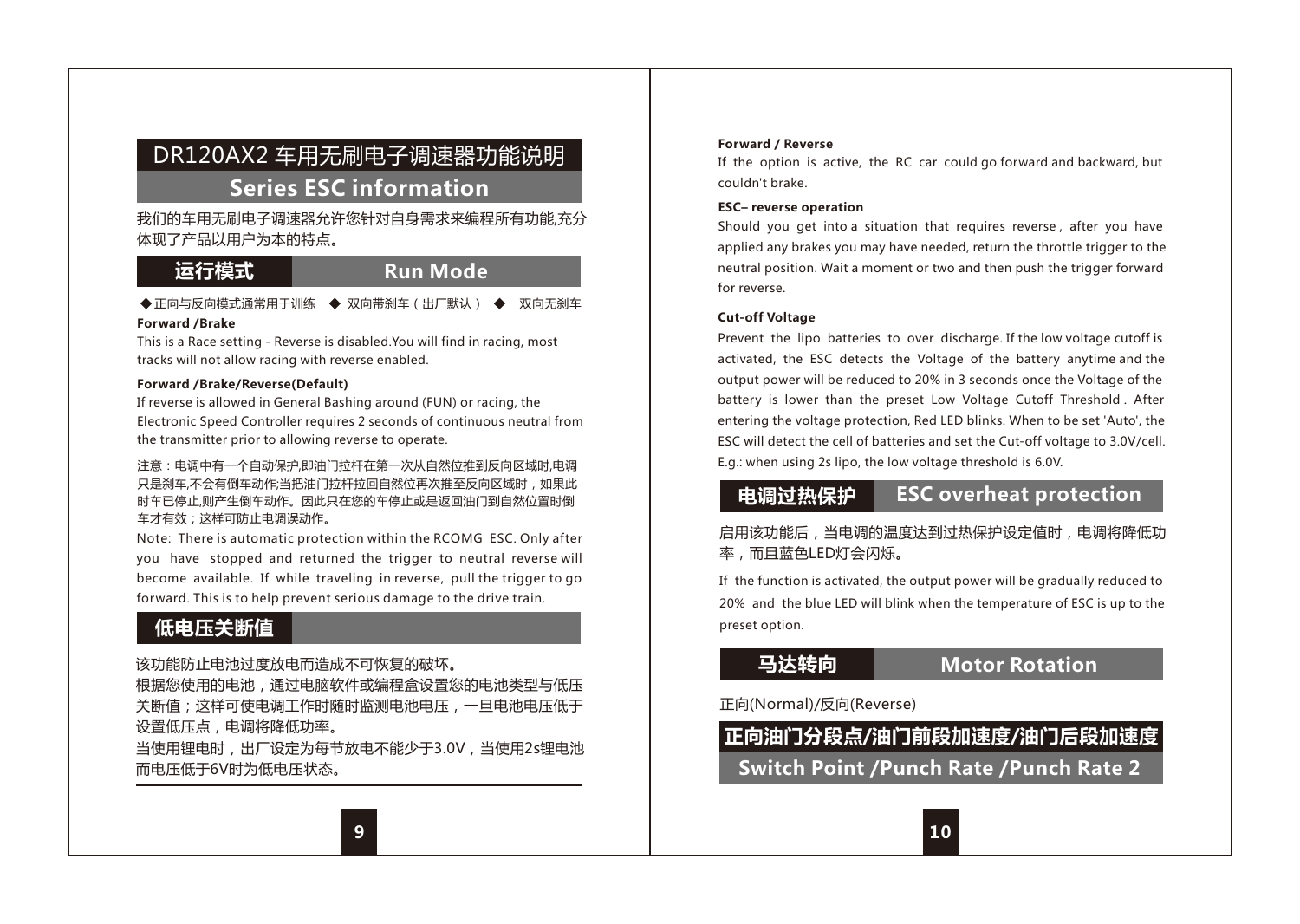# DR120AX2 车用无刷电子调速器功能说明

## Series ESC information

我们的车用无刷电子调速器允许您针对自身需求来编程所有功能,充分体现了产品以用户为本的特点。

## 运行模式 Run Mode

◆正向与反向模式通常用于训练 ◆ 双向带刹车（出厂默认） ◆ 双向无刹车

**Forward /Brake**

This is a Race setting - Reverse is disabled.You will find in racing, most tracks will not allow racing with reverse enabled.

**Forward /Brake/Reverse(Default)**

If reverse is allowed in General Bashing around (FUN) or racing, the Electronic Speed Controller requires 2 seconds of continuous neutral from the transmitter prior to allowing reverse to operate.

注意：电调中有一个自动保护,即油门拉杆在第一次从自然位推到反向区域时,电调只是刹车,不会有倒车动作;当把油门拉杆拉回自然位再次推至反向区域时，如果此时车已停止,则产生倒车动作。因此只在您的车停止或是返回油门到自然位置时倒车才有效；这样可防止电调误动作。

Note: There is automatic protection within the RCOMG ESC. Only after you have stopped and returned the trigger to neutral reverse will become available. If while traveling in reverse, pull the trigger to go forward. This is to help prevent serious damage to the drive train.

## 低电压关断值

该功能防止电池过度放电而造成不可恢复的破坏。

根据您使用的电池，通过电脑软件或编程盒设置您的电池类型与低压关断值；这样可使电调工作时随时监测电池电压，一旦电池电压低于设置低压点，电调将降低功率。

当使用锂电时，出厂设定为每节放电不能少于3.0V，当使用2s锂电池而电压低于6V时为低电压状态。

**Forward / Reverse**

If the option is active, the RC car could go forward and backward, but couldn't brake.

**ESC– reverse operation**

Should you get into a situation that requires reverse, after you have applied any brakes you may have needed, return the throttle trigger to the neutral position. Wait a moment or two and then push the trigger forward for reverse.

**Cut-off Voltage**

Prevent the lipo batteries to over discharge. If the low voltage cutoff is activated, the ESC detects the Voltage of the battery anytime and the output power will be reduced to 20% in 3 seconds once the Voltage of the battery is lower than the preset Low Voltage Cutoff Threshold. After entering the voltage protection, Red LED blinks. When to be set 'Auto', the ESC will detect the cell of batteries and set the Cut-off voltage to 3.0V/cell. E.g.: when using 2s lipo, the low voltage threshold is 6.0V.

## 电调过热保护 ESC overheat protection

启用该功能后，当电调的温度达到过热保护设定值时，电调将降低功率，而且蓝色LED灯会闪烁。

If the function is activated, the output power will be gradually reduced to 20% and the blue LED will blink when the temperature of ESC is up to the preset option.

## 马达转向 Motor Rotation

正向(Normal)/反向(Reverse)

## 正向油门分段点/油门前段加速度/油门后段加速度

## Switch Point /Punch Rate /Punch Rate 2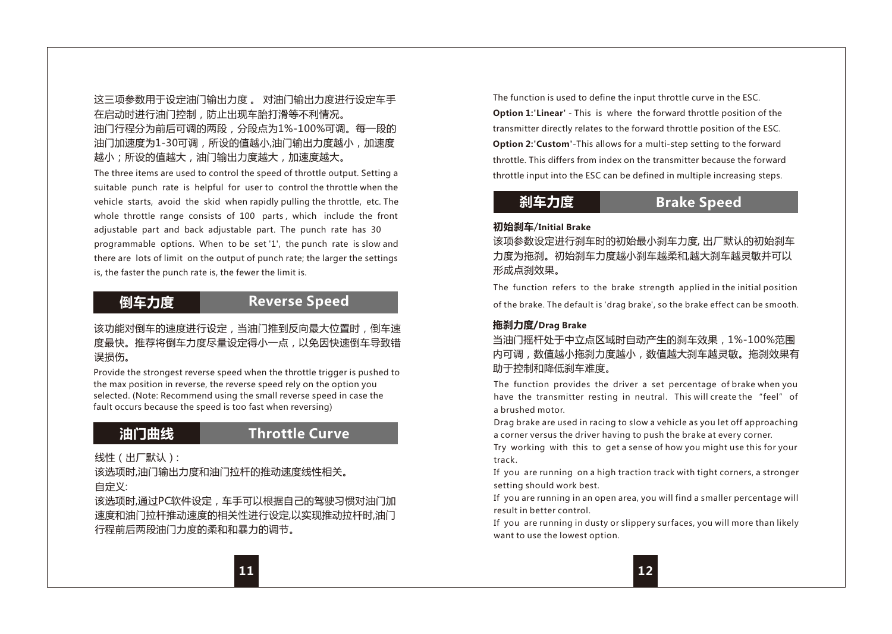这三项参数用于设定油门输出力度 。 对油门输出力度进行设定车手在启动时进行油门控制，防止出现车胎打滑等不利情况。
油门行程分为前后可调的两段，分段点为1%-100%可调。每一段的油门加速度为1-30可调，所设的值越小,油门输出力度越小，加速度越小；所设的值越大，油门输出力度越大，加速度越大。

The three items are used to control the speed of throttle output. Setting a suitable punch rate is helpful for user to control the throttle when the vehicle starts, avoid the skid when rapidly pulling the throttle, etc. The whole throttle range consists of 100 parts, which include the front adjustable part and back adjustable part. The punch rate has 30 programmable options. When to be set '1', the punch rate is slow and there are lots of limit on the output of punch rate; the larger the settings is, the faster the punch rate is, the fewer the limit is.

## 倒车力度 Reverse Speed

该功能对倒车的速度进行设定，当油门推到反向最大位置时，倒车速度最快。推荐将倒车力度尽量设定得小一点，以免因快速倒车导致错误损伤。

Provide the strongest reverse speed when the throttle trigger is pushed to the max position in reverse, the reverse speed rely on the option you selected. (Note: Recommend using the small reverse speed in case the fault occurs because the speed is too fast when reversing)

## 油门曲线 Throttle Curve

线性（出厂默认）:
该选项时,油门输出力度和油门拉杆的推动速度线性相关。
自定义:
该选项时,通过PC软件设定，车手可以根据自己的驾驶习惯对油门加速度和油门拉杆推动速度的相关性进行设定,以实现推动拉杆时,油门行程前后两段油门力度的柔和和暴力的调节。

The function is used to define the input throttle curve in the ESC.
**Option 1:'Linear'** - This is where the forward throttle position of the transmitter directly relates to the forward throttle position of the ESC.
**Option 2:'Custom'**-This allows for a multi-step setting to the forward throttle. This differs from index on the transmitter because the forward throttle input into the ESC can be defined in multiple increasing steps.

## 刹车力度 Brake Speed

**初始刹车/Initial Brake**

该项参数设定进行刹车时的初始最小刹车力度, 出厂默认的初始刹车力度为拖刹。初始刹车力度越小刹车越柔和,越大刹车越灵敏并可以形成点刹效果。

The function refers to the brake strength applied in the initial position of the brake. The default is 'drag brake', so the brake effect can be smooth.

**拖刹力度/Drag Brake**

当油门摇杆处于中立点区域时自动产生的刹车效果，1%-100%范围内可调，数值越小拖刹力度越小，数值越大刹车越灵敏。拖刹效果有助于控制和降低刹车难度。

The function provides the driver a set percentage of brake when you have the transmitter resting in neutral. This will create the "feel" of a brushed motor.
Drag brake are used in racing to slow a vehicle as you let off approaching a corner versus the driver having to push the brake at every corner.
Try working with this to get a sense of how you might use this for your track.
If you are running on a high traction track with tight corners, a stronger setting should work best.
If you are running in an open area, you will find a smaller percentage will result in better control.
If you are running in dusty or slippery surfaces, you will more than likely want to use the lowest option.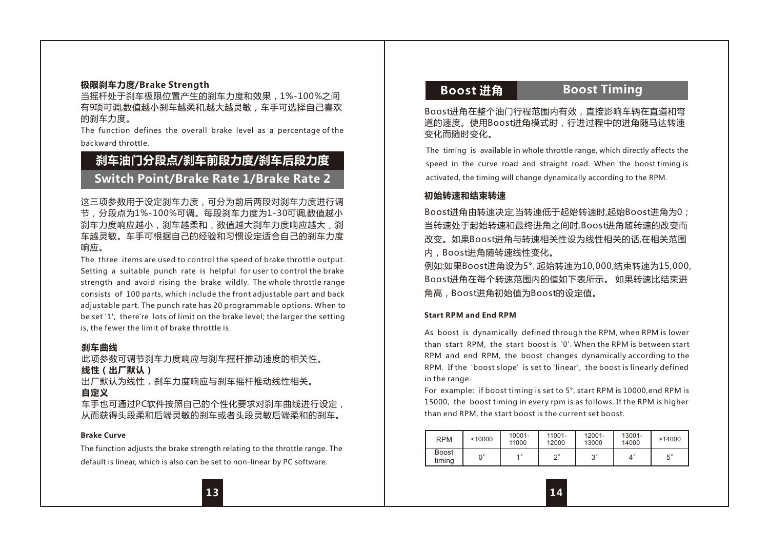**极限刹车力度/Brake Strength**

当摇杆处于刹车极限位置产生的刹车力度和效果，1%-100%之间有9项可调,数值越小刹车越柔和,越大越灵敏，车手可选择自己喜欢的刹车力度。

The function defines the overall brake level as a percentage of the backward throttle.

## 刹车油门分段点/刹车前段力度/刹车后段力度
## Switch Point/Brake Rate 1/Brake Rate 2

这三项参数用于设定刹车力度，可分为前后两段对刹车力度进行调节，分段点为1%-100%可调。每段刹车力度为1-30可调,数值越小刹车力度响应越小，刹车越柔和，数值越大刹车力度响应越大，刹车越灵敏。车手可根据自己的经验和习惯设定适合自己的刹车力度响应。

The three items are used to control the speed of brake throttle output. Setting a suitable punch rate is helpful for user to control the brake strength and avoid rising the brake wildly. The whole throttle range consists of 100 parts, which include the front adjustable part and back adjustable part. The punch rate has 20 programmable options. When to be set '1', there're lots of limit on the brake level; the larger the setting is, the fewer the limit of brake throttle is.

**刹车曲线**

此项参数可调节刹车力度响应与刹车摇杆推动速度的相关性。

**线性（出厂默认）**

出厂默认为线性，刹车力度响应与刹车摇杆推动线性相关。

**自定义**

车手也可通过PC软件按照自己的个性化要求对刹车曲线进行设定，从而获得头段柔和后端灵敏的刹车或者头段灵敏后端柔和的刹车。

**Brake Curve**

The function adjusts the brake strength relating to the throttle range. The default is linear, which is also can be set to non-linear by PC software.

## Boost 进角 Boost Timing

Boost进角在整个油门行程范围内有效，直接影响车辆在直道和弯道的速度。使用Boost进角模式时，行进过程中的进角随马达转速变化而随时变化。

The timing is available in whole throttle range, which directly affects the speed in the curve road and straight road. When the boost timing is activated, the timing will change dynamically according to the RPM.

**初始转速和结束转速**

Boost进角由转速决定,当转速低于起始转速时,起始Boost进角为0；当转速处于起始转速和最终进角之间时,Boost进角随转速的改变而改变。如果Boost进角与转速相关性设为线性相关的话,在相关范围内，Boost进角随转速线性变化。

例如:如果Boost进角设为5°, 起始转速为10,000,结束转速为15,000, Boost进角在每个转速范围内的值如下表所示。 如果转速比结束进角高，Boost进角初始值为Boost的设定值。

**Start RPM and End RPM**

As boost is dynamically defined through the RPM, when RPM is lower than start RPM, the start boost is '0'. When the RPM is between start RPM and end RPM, the boost changes dynamically according to the RPM. If the 'boost slope' is set to 'linear', the boost is linearly defined in the range.

For example: if boost timing is set to 5°, start RPM is 10000,end RPM is 15000, the boost timing in every rpm is as follows. If the RPM is higher than end RPM, the start boost is the current set boost.

| RPM | <10000 | 10001-11000 | 11001-12000 | 12001-13000 | 13001-14000 | >14000 |
|---|---|---|---|---|---|---|
| Boost timing | 0° | 1° | 2° | 3° | 4° | 5° |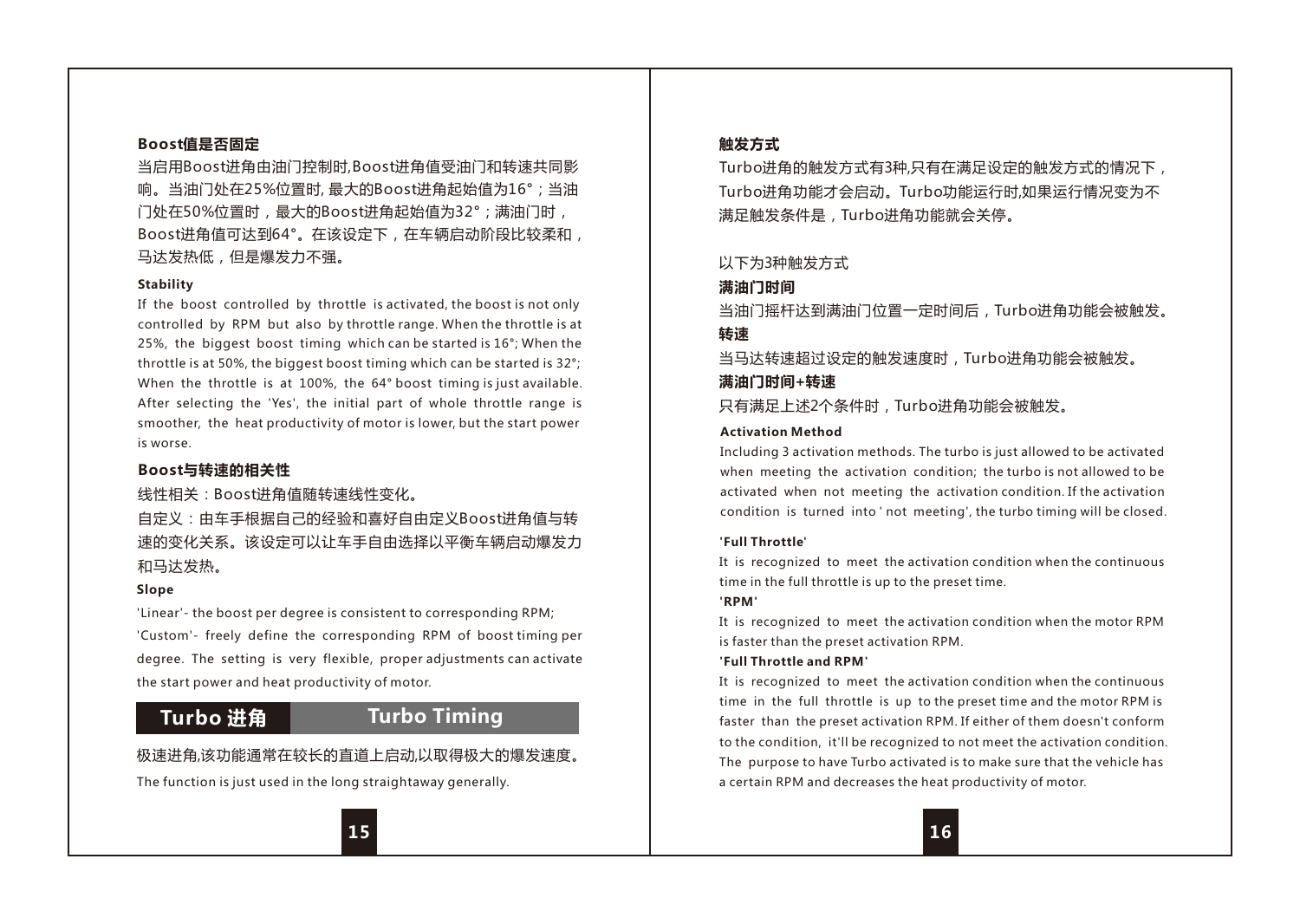### Boost值是否固定

当启用Boost进角由油门控制时,Boost进角值受油门和转速共同影响。当油门处在25%位置时, 最大的Boost进角起始值为16°；当油门处在50%位置时，最大的Boost进角起始值为32°；满油门时，Boost进角值可达到64°。在该设定下，在车辆启动阶段比较柔和，马达发热低，但是爆发力不强。

**Stability**

If the boost controlled by throttle is activated, the boost is not only controlled by RPM but also by throttle range. When the throttle is at 25%, the biggest boost timing which can be started is 16°; When the throttle is at 50%, the biggest boost timing which can be started is 32°; When the throttle is at 100%, the 64° boost timing is just available. After selecting the 'Yes', the initial part of whole throttle range is smoother, the heat productivity of motor is lower, but the start power is worse.

### Boost与转速的相关性

线性相关：Boost进角值随转速线性变化。

自定义：由车手根据自己的经验和喜好自由定义Boost进角值与转速的变化关系。该设定可以让车手自由选择以平衡车辆启动爆发力和马达发热。

**Slope**

'Linear'- the boost per degree is consistent to corresponding RPM;

'Custom'- freely define the corresponding RPM of boost timing per degree. The setting is very flexible, proper adjustments can activate the start power and heat productivity of motor.

## Turbo 进角 Turbo Timing

极速进角,该功能通常在较长的直道上启动,以取得极大的爆发速度。

The function is just used in the long straightaway generally.

### 触发方式

Turbo进角的触发方式有3种,只有在满足设定的触发方式的情况下，Turbo进角功能才会启动。Turbo功能运行时,如果运行情况变为不满足触发条件是，Turbo进角功能就会关停。

以下为3种触发方式

**满油门时间**

当油门摇杆达到满油门位置一定时间后，Turbo进角功能会被触发。

**转速**

当马达转速超过设定的触发速度时，Turbo进角功能会被触发。

**满油门时间+转速**

只有满足上述2个条件时，Turbo进角功能会被触发。

**Activation Method**

Including 3 activation methods. The turbo is just allowed to be activated when meeting the activation condition; the turbo is not allowed to be activated when not meeting the activation condition. If the activation condition is turned into ' not meeting', the turbo timing will be closed.

**'Full Throttle'**

It is recognized to meet the activation condition when the continuous time in the full throttle is up to the preset time.

**'RPM'**

It is recognized to meet the activation condition when the motor RPM is faster than the preset activation RPM.

**'Full Throttle and RPM'**

It is recognized to meet the activation condition when the continuous time in the full throttle is up to the preset time and the motor RPM is faster than the preset activation RPM. If either of them doesn't conform to the condition, it'll be recognized to not meet the activation condition. The purpose to have Turbo activated is to make sure that the vehicle has a certain RPM and decreases the heat productivity of motor.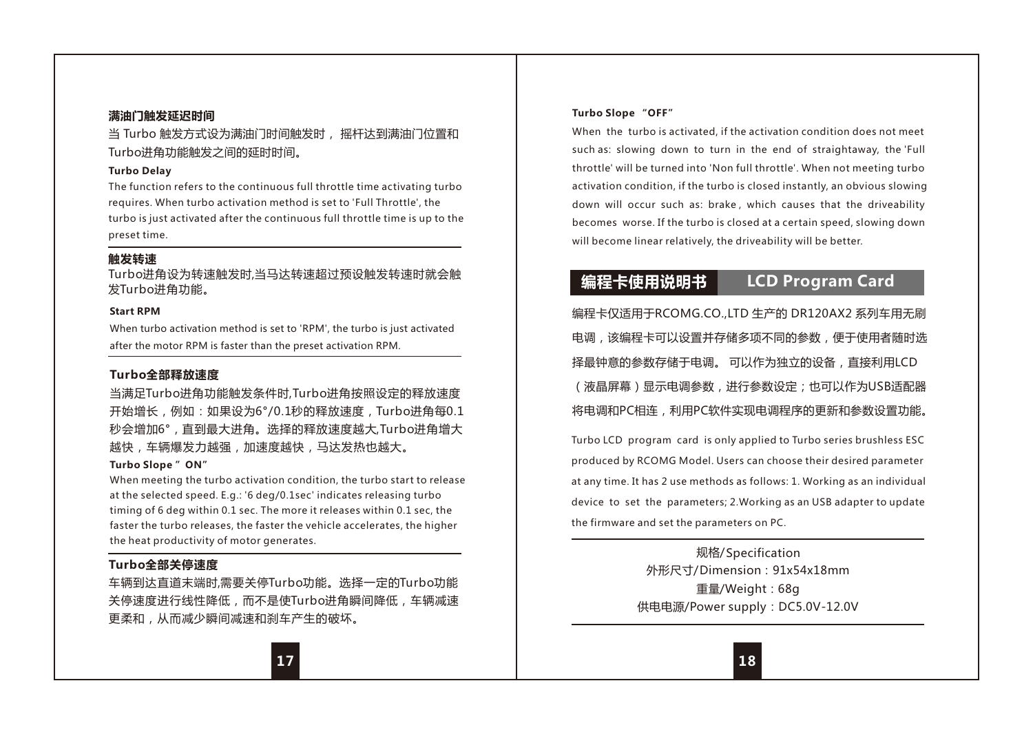**满油门触发延迟时间**

当 Turbo 触发方式设为满油门时间触发时， 摇杆达到满油门位置和Turbo进角功能触发之间的延时时间。

**Turbo Delay**

The function refers to the continuous full throttle time activating turbo requires. When turbo activation method is set to 'Full Throttle', the turbo is just activated after the continuous full throttle time is up to the preset time.

---

**触发转速**

Turbo进角设为转速触发时,当马达转速超过预设触发转速时就会触发Turbo进角功能。

**Start RPM**

When turbo activation method is set to 'RPM', the turbo is just activated after the motor RPM is faster than the preset activation RPM.

---

**Turbo全部释放速度**

当满足Turbo进角功能触发条件时,Turbo进角按照设定的释放速度开始增长，例如：如果设为6°/0.1秒的释放速度，Turbo进角每0.1秒会增加6°，直到最大进角。选择的释放速度越大,Turbo进角增大越快，车辆爆发力越强，加速度越快，马达发热也越大。

**Turbo Slope " ON"**

When meeting the turbo activation condition, the turbo start to release at the selected speed. E.g.: '6 deg/0.1sec' indicates releasing turbo timing of 6 deg within 0.1 sec. The more it releases within 0.1 sec, the faster the turbo releases, the faster the vehicle accelerates, the higher the heat productivity of motor generates.

---

**Turbo全部关停速度**

车辆到达直道末端时,需要关停Turbo功能。选择一定的Turbo功能关停速度进行线性降低，而不是使Turbo进角瞬间降低，车辆减速更柔和，从而减少瞬间减速和刹车产生的破坏。

**Turbo Slope "OFF"**

When the turbo is activated, if the activation condition does not meet such as: slowing down to turn in the end of straightaway, the 'Full throttle' will be turned into 'Non full throttle'. When not meeting turbo activation condition, if the turbo is closed instantly, an obvious slowing down will occur such as: brake , which causes that the driveability becomes worse. If the turbo is closed at a certain speed, slowing down will become linear relatively, the driveability will be better.

## 编程卡使用说明书 LCD Program Card

编程卡仅适用于RCOMG.CO.,LTD 生产的 DR120AX2 系列车用无刷电调，该编程卡可以设置并存储多项不同的参数，便于使用者随时选择最钟意的参数存储于电调。 可以作为独立的设备，直接利用LCD（液晶屏幕）显示电调参数，进行参数设定；也可以作为USB适配器将电调和PC相连，利用PC软件实现电调程序的更新和参数设置功能。

Turbo LCD program card is only applied to Turbo series brushless ESC produced by RCOMG Model. Users can choose their desired parameter at any time. It has 2 use methods as follows: 1. Working as an individual device to set the parameters; 2.Working as an USB adapter to update the firmware and set the parameters on PC.

---

规格/Specification

外形尺寸/Dimension：91x54x18mm

重量/Weight：68g

供电电源/Power supply：DC5.0V-12.0V

---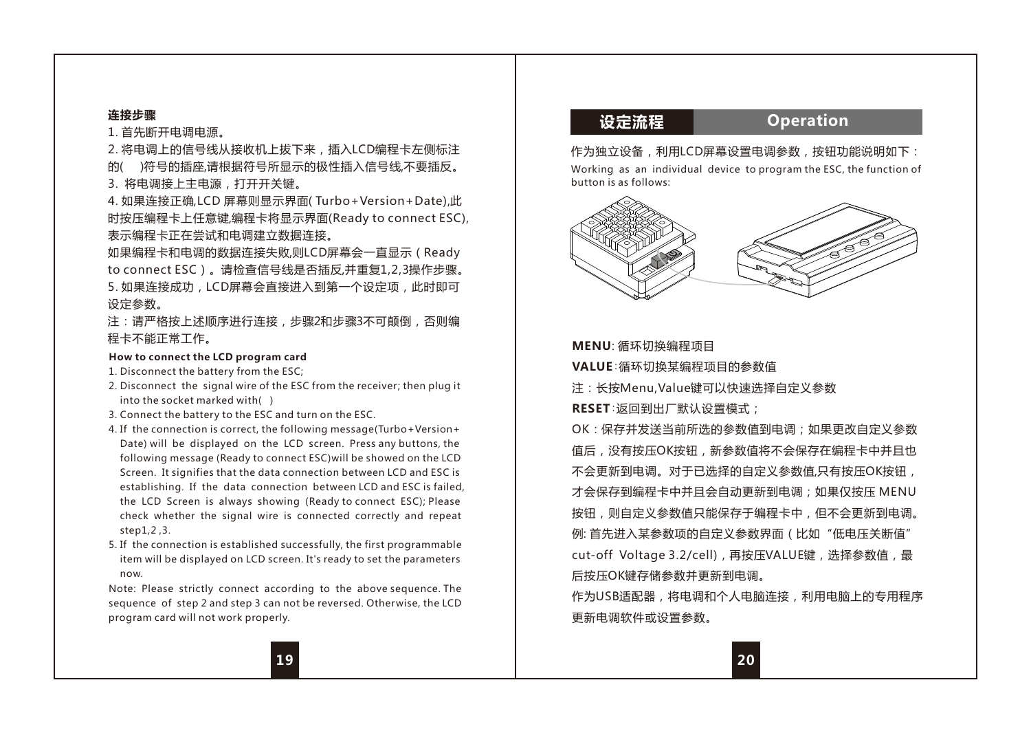**连接步骤**

1. 首先断开电调电源。
2. 将电调上的信号线从接收机上拔下来，插入LCD编程卡左侧标注的(    )符号的插座,请根据符号所显示的极性插入信号线,不要插反。
3. 将电调接上主电源，打开开关键。
4. 如果连接正确,LCD 屏幕则显示界面( Turbo+Version+Date),此时按压编程卡上任意键,编程卡将显示界面(Ready to connect ESC),表示编程卡正在尝试和电调建立数据连接。
如果编程卡和电调的数据连接失败,则LCD屏幕会一直显示（Ready to connect ESC）。请检查信号线是否插反,并重复1,2,3操作步骤。
5. 如果连接成功，LCD屏幕会直接进入到第一个设定项，此时即可设定参数。

注：请严格按上述顺序进行连接，步骤2和步骤3不可颠倒，否则编程卡不能正常工作。

**How to connect the LCD program card**

1. Disconnect the battery from the ESC;
2. Disconnect the signal wire of the ESC from the receiver; then plug it into the socket marked with(  )
3. Connect the battery to the ESC and turn on the ESC.
4. If the connection is correct, the following message(Turbo+Version+Date) will be displayed on the LCD screen. Press any buttons, the following message (Ready to connect ESC)will be showed on the LCD Screen. It signifies that the data connection between LCD and ESC is establishing. If the data connection between LCD and ESC is failed, the LCD Screen is always showing (Ready to connect ESC); Please check whether the signal wire is connected correctly and repeat step1,2 ,3.
5. If the connection is established successfully, the first programmable item will be displayed on LCD screen. It's ready to set the parameters now.

Note: Please strictly connect according to the above sequence. The sequence of step 2 and step 3 can not be reversed. Otherwise, the LCD program card will not work properly.

## 设定流程 Operation

作为独立设备，利用LCD屏幕设置电调参数，按钮功能说明如下：
Working as an individual device to program the ESC, the function of button is as follows:

**MENU**: 循环切换编程项目

**VALUE**:循环切换某编程项目的参数值

注：长按Menu,Value键可以快速选择自定义参数

**RESET**:返回到出厂默认设置模式；

OK：保存并发送当前所选的参数值到电调；如果更改自定义参数值后，没有按压OK按钮，新参数值将不会保存在编程卡中并且也不会更新到电调。对于已选择的自定义参数值,只有按压OK按钮，才会保存到编程卡中并且会自动更新到电调；如果仅按压 MENU按钮，则自定义参数值只能保存于编程卡中，但不会更新到电调。例: 首先进入某参数项的自定义参数界面（比如“低电压关断值” cut-off Voltage 3.2/cell)，再按压VALUE键，选择参数值，最后按压OK键存储参数并更新到电调。

作为USB适配器，将电调和个人电脑连接，利用电脑上的专用程序更新电调软件或设置参数。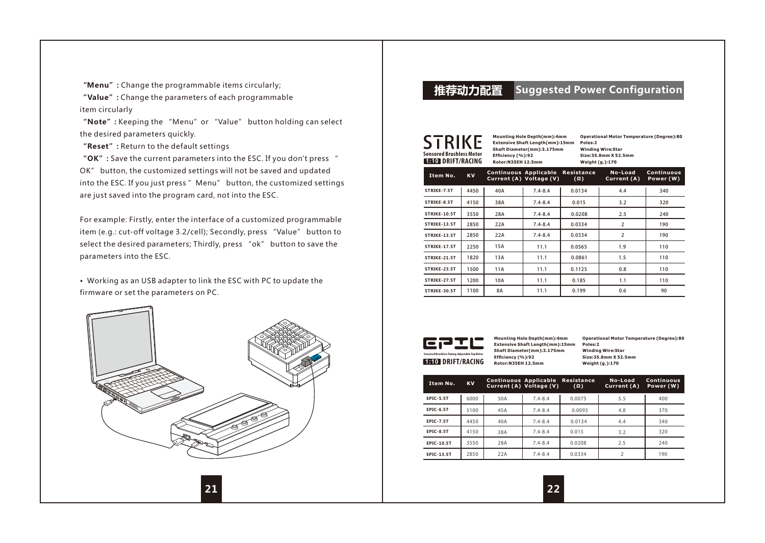**"Menu"：**Change the programmable items circularly;

**"Value"：**Change the parameters of each programmable item circularly

**"Note"：**Keeping the "Menu" or "Value" button holding can select the desired parameters quickly.

**"Reset"：**Return to the default settings

**"OK"：**Save the current parameters into the ESC. If you don't press "OK" button, the customized settings will not be saved and updated into the ESC. If you just press "Menu" button, the customized settings are just saved into the program card, not into the ESC.

For example: Firstly, enter the interface of a customized programmable item (e.g.: cut-off voltage 3.2/cell); Secondly, press "Value" button to select the desired parameters; Thirdly, press "ok" button to save the parameters into the ESC.

• Working as an USB adapter to link the ESC with PC to update the firmware or set the parameters on PC.

## 推荐动力配置 Suggested Power Configuration

**STRIKE**
Sensored Brushless Motor
1:10 DRIFT/RACING

Mounting Hole Depth(mm):4mm
Extensive Shaft Length(mm):15mm
Shaft Diameter(mm):3.175mm
Efficiency (%):92
Rotor:N35EH 12.5mm

Operational Motor Temperature (Degree):80
Poles:2
Winding Wire:Star
Size:35.8mm X 52.5mm
Weight (g.):170

| Item No. | KV | Continuous Current (A) | Applicable Voltage (V) | Resistance (Ω) | No-Load Current (A) | Continuous Power (W) |
|---|---|---|---|---|---|---|
| STRIKE-7.5T | 4450 | 40A | 7.4-8.4 | 0.0134 | 4.4 | 340 |
| STRIKE-8.5T | 4150 | 38A | 7.4-8.4 | 0.015 | 3.2 | 320 |
| STRIKE-10.5T | 3550 | 28A | 7.4-8.4 | 0.0208 | 2.5 | 240 |
| STRIKE-13.5T | 2850 | 22A | 7.4-8.4 | 0.0334 | 2 | 190 |
| STRIKE-13.5T | 2850 | 22A | 7.4-8.4 | 0.0334 | 2 | 190 |
| STRIKE-17.5T | 2250 | 15A | 11.1 | 0.0565 | 1.9 | 110 |
| STRIKE-21.5T | 1820 | 13A | 11.1 | 0.0861 | 1.5 | 110 |
| STRIKE-23.5T | 1500 | 11A | 11.1 | 0.1125 | 0.8 | 110 |
| STRIKE-27.5T | 1200 | 10A | 11.1 | 0.185 | 1.1 | 110 |
| STRIKE-30.5T | 1100 | 8A | 11.1 | 0.199 | 0.6 | 90 |

**EPIC**
Sensored Brushless Timing-Adjustable Top Motor
1:10 DRIFT/RACING

Mounting Hole Depth(mm):4mm
Extensive Shaft Length(mm):15mm
Shaft Diameter(mm):3.175mm
Efficiency (%):92
Rotor:N35EH 12.5mm

Operational Motor Temperature (Degree):80
Poles:2
Winding Wire:Star
Size:35.8mm X 52.5mm
Weight (g.):170

| Item No. | KV | Continuous Current (A) | Applicable Voltage (V) | Resistance (Ω) | No-Load Current (A) | Continuous Power (W) |
|---|---|---|---|---|---|---|
| EPIC-5.5T | 6000 | 50A | 7.4-8.4 | 0.0075 | 5.5 | 400 |
| EPIC-6.5T | 5100 | 45A | 7.4-8.4 | 0.0093 | 4.8 | 370 |
| EPIC-7.5T | 4450 | 40A | 7.4-8.4 | 0.0134 | 4.4 | 340 |
| EPIC-8.5T | 4150 | 38A | 7.4-8.4 | 0.015 | 3.2 | 320 |
| EPIC-10.5T | 3550 | 28A | 7.4-8.4 | 0.0208 | 2.5 | 240 |
| EPIC-13.5T | 2850 | 22A | 7.4-8.4 | 0.0334 | 2 | 190 |